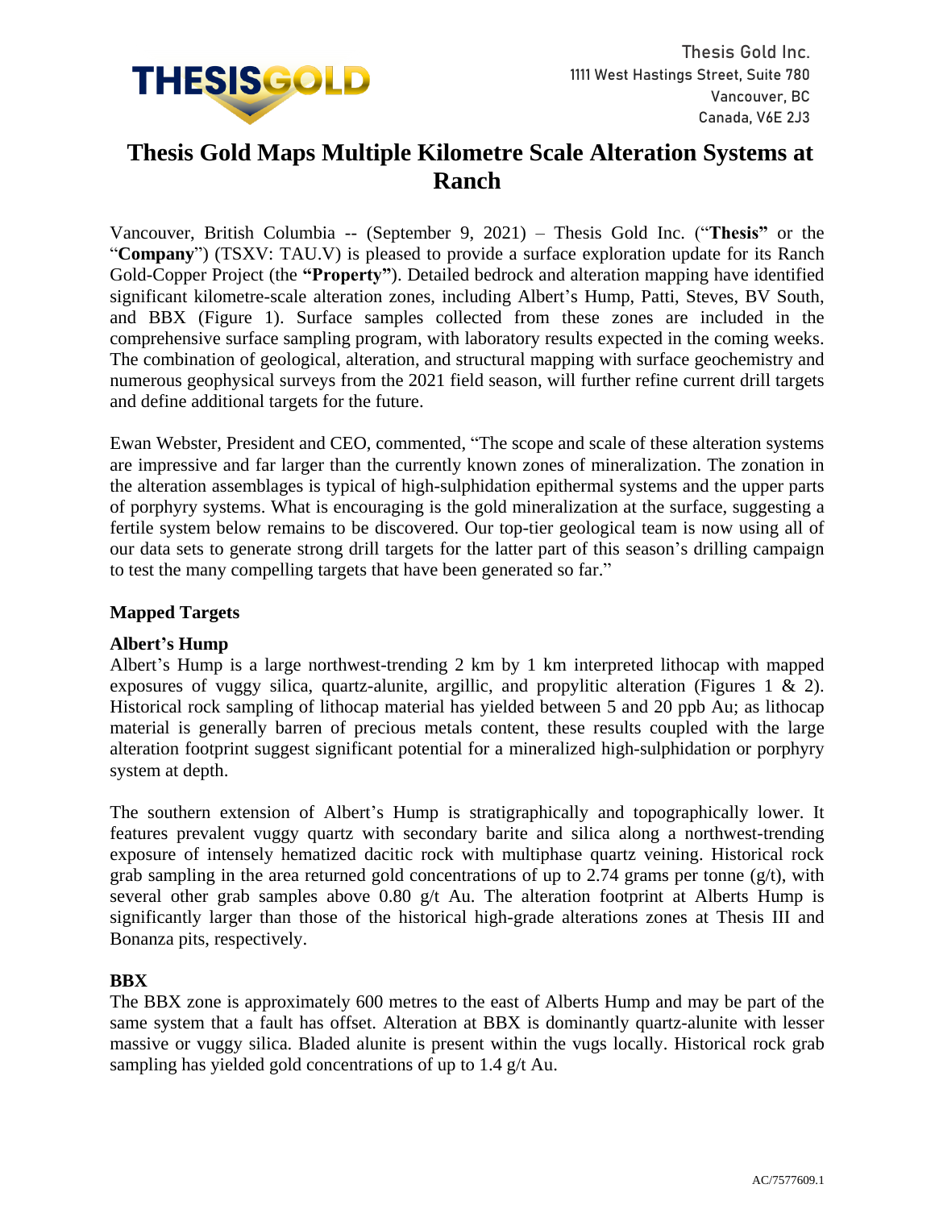Thesis Gold Inc.
1111 West Hastings Street, Suite 780
Vancouver, BC
Canada, V6E 2J3

# Thesis Gold Maps Multiple Kilometre Scale Alteration Systems at Ranch

Vancouver, British Columbia -- (September 9, 2021) – Thesis Gold Inc. ("**Thesis**" or the "**Company**") (TSXV: TAU.V) is pleased to provide a surface exploration update for its Ranch Gold-Copper Project (the **"Property"**). Detailed bedrock and alteration mapping have identified significant kilometre-scale alteration zones, including Albert's Hump, Patti, Steves, BV South, and BBX (Figure 1). Surface samples collected from these zones are included in the comprehensive surface sampling program, with laboratory results expected in the coming weeks. The combination of geological, alteration, and structural mapping with surface geochemistry and numerous geophysical surveys from the 2021 field season, will further refine current drill targets and define additional targets for the future.

Ewan Webster, President and CEO, commented, "The scope and scale of these alteration systems are impressive and far larger than the currently known zones of mineralization. The zonation in the alteration assemblages is typical of high-sulphidation epithermal systems and the upper parts of porphyry systems. What is encouraging is the gold mineralization at the surface, suggesting a fertile system below remains to be discovered. Our top-tier geological team is now using all of our data sets to generate strong drill targets for the latter part of this season's drilling campaign to test the many compelling targets that have been generated so far."

## Mapped Targets

### Albert's Hump

Albert's Hump is a large northwest-trending 2 km by 1 km interpreted lithocap with mapped exposures of vuggy silica, quartz-alunite, argillic, and propylitic alteration (Figures 1 & 2). Historical rock sampling of lithocap material has yielded between 5 and 20 ppb Au; as lithocap material is generally barren of precious metals content, these results coupled with the large alteration footprint suggest significant potential for a mineralized high-sulphidation or porphyry system at depth.

The southern extension of Albert's Hump is stratigraphically and topographically lower. It features prevalent vuggy quartz with secondary barite and silica along a northwest-trending exposure of intensely hematized dacitic rock with multiphase quartz veining. Historical rock grab sampling in the area returned gold concentrations of up to 2.74 grams per tonne (g/t), with several other grab samples above 0.80 g/t Au. The alteration footprint at Alberts Hump is significantly larger than those of the historical high-grade alterations zones at Thesis III and Bonanza pits, respectively.

### BBX

The BBX zone is approximately 600 metres to the east of Alberts Hump and may be part of the same system that a fault has offset. Alteration at BBX is dominantly quartz-alunite with lesser massive or vuggy silica. Bladed alunite is present within the vugs locally. Historical rock grab sampling has yielded gold concentrations of up to 1.4 g/t Au.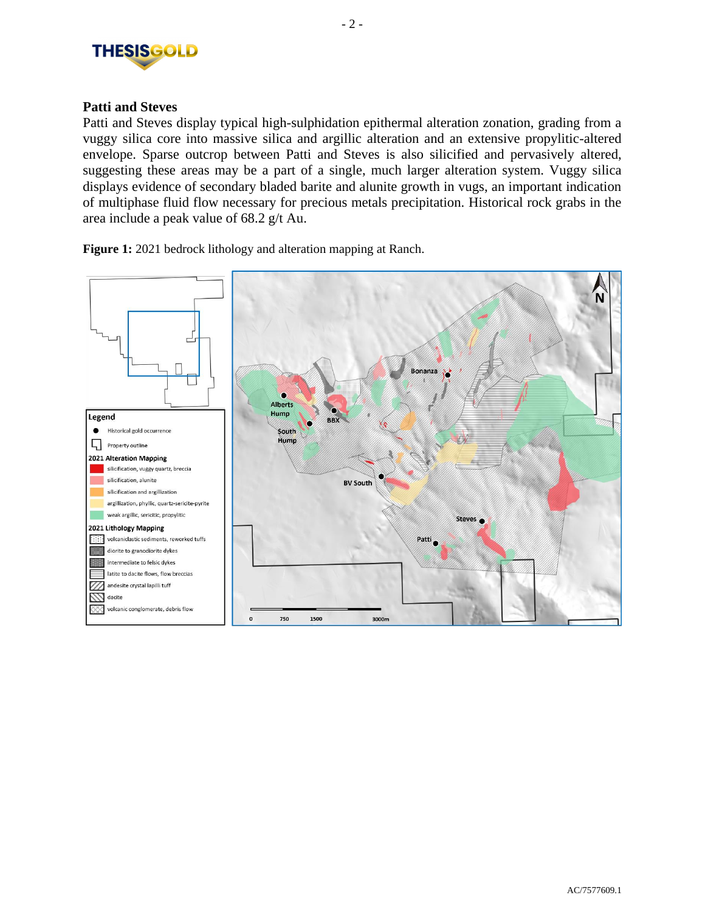## Patti and Steves

Patti and Steves display typical high-sulphidation epithermal alteration zonation, grading from a vuggy silica core into massive silica and argillic alteration and an extensive propylitic-altered envelope. Sparse outcrop between Patti and Steves is also silicified and pervasively altered, suggesting these areas may be a part of a single, much larger alteration system. Vuggy silica displays evidence of secondary bladed barite and alunite growth in vugs, an important indication of multiphase fluid flow necessary for precious metals precipitation. Historical rock grabs in the area include a peak value of 68.2 g/t Au.

**Figure 1:** 2021 bedrock lithology and alteration mapping at Ranch.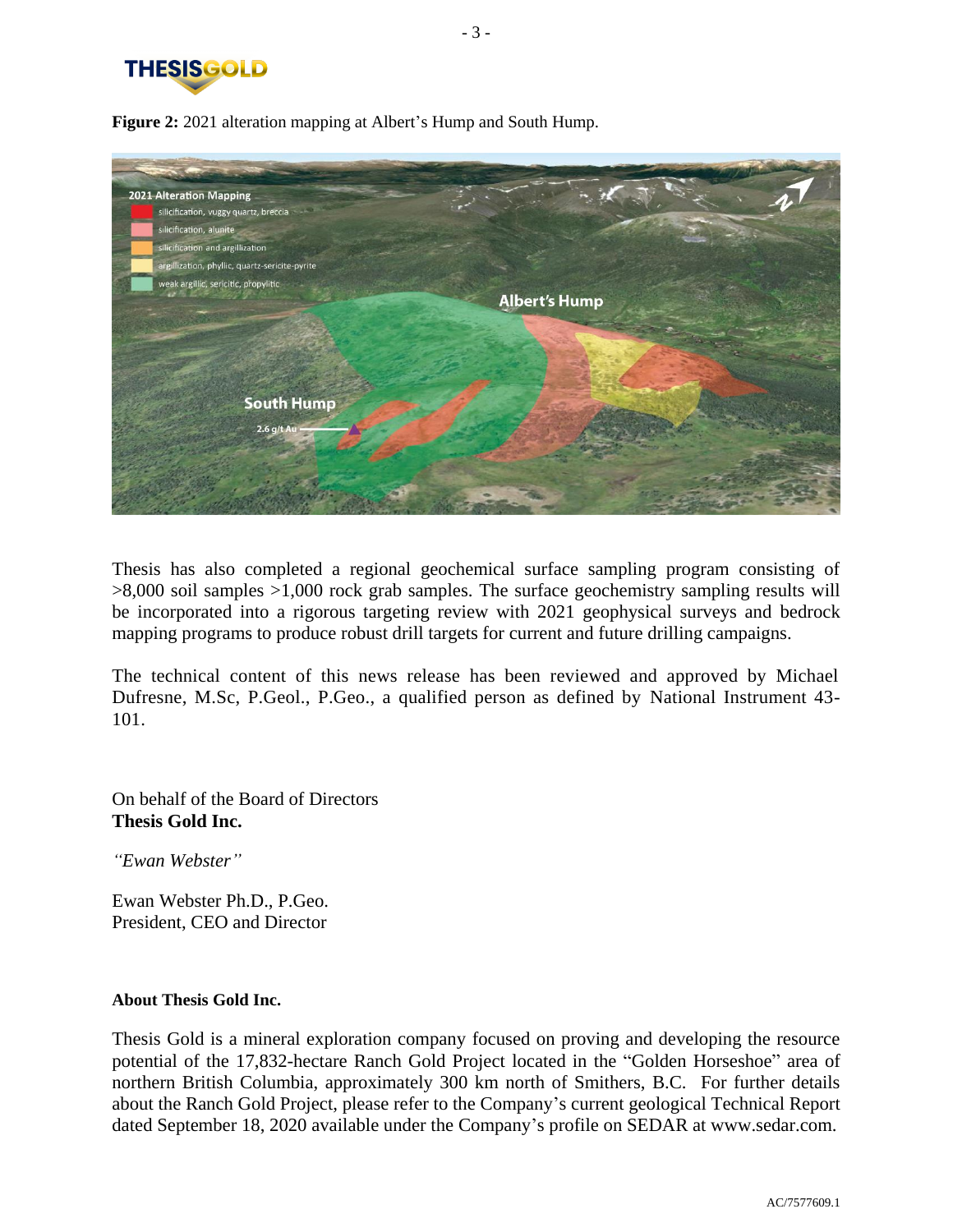**Figure 2:** 2021 alteration mapping at Albert's Hump and South Hump.

Thesis has also completed a regional geochemical surface sampling program consisting of >8,000 soil samples >1,000 rock grab samples. The surface geochemistry sampling results will be incorporated into a rigorous targeting review with 2021 geophysical surveys and bedrock mapping programs to produce robust drill targets for current and future drilling campaigns.

The technical content of this news release has been reviewed and approved by Michael Dufresne, M.Sc, P.Geol., P.Geo., a qualified person as defined by National Instrument 43-101.

On behalf of the Board of Directors
**Thesis Gold Inc.**

*"Ewan Webster"*

Ewan Webster Ph.D., P.Geo.
President, CEO and Director

**About Thesis Gold Inc.**

Thesis Gold is a mineral exploration company focused on proving and developing the resource potential of the 17,832-hectare Ranch Gold Project located in the "Golden Horseshoe" area of northern British Columbia, approximately 300 km north of Smithers, B.C. For further details about the Ranch Gold Project, please refer to the Company's current geological Technical Report dated September 18, 2020 available under the Company's profile on SEDAR at www.sedar.com.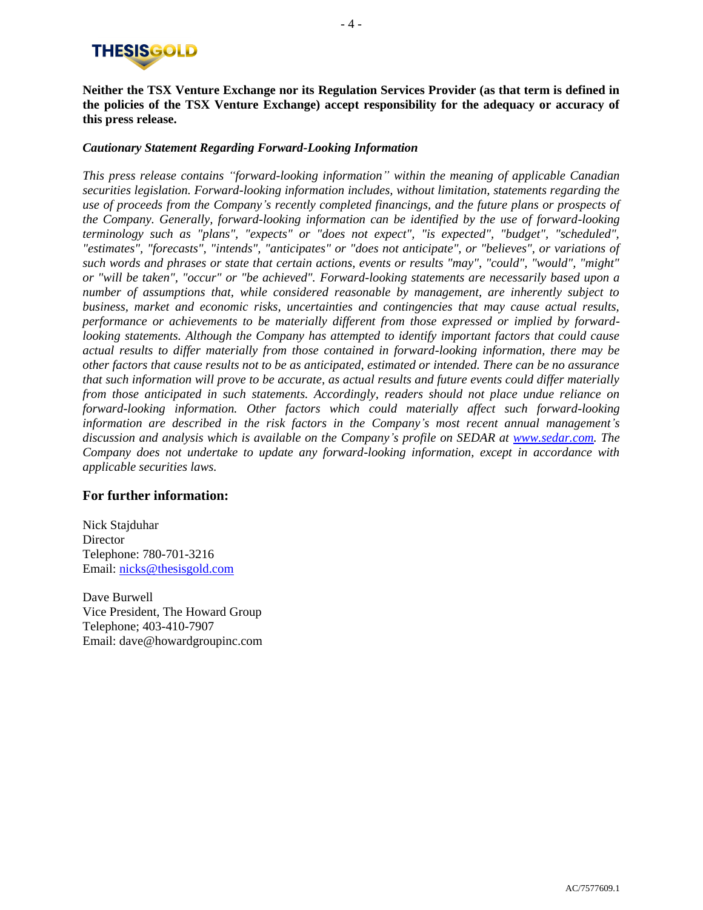**Neither the TSX Venture Exchange nor its Regulation Services Provider (as that term is defined in the policies of the TSX Venture Exchange) accept responsibility for the adequacy or accuracy of this press release.**

***Cautionary Statement Regarding Forward-Looking Information***

*This press release contains "forward-looking information" within the meaning of applicable Canadian securities legislation. Forward-looking information includes, without limitation, statements regarding the use of proceeds from the Company's recently completed financings, and the future plans or prospects of the Company. Generally, forward-looking information can be identified by the use of forward-looking terminology such as "plans", "expects" or "does not expect", "is expected", "budget", "scheduled", "estimates", "forecasts", "intends", "anticipates" or "does not anticipate", or "believes", or variations of such words and phrases or state that certain actions, events or results "may", "could", "would", "might" or "will be taken", "occur" or "be achieved". Forward-looking statements are necessarily based upon a number of assumptions that, while considered reasonable by management, are inherently subject to business, market and economic risks, uncertainties and contingencies that may cause actual results, performance or achievements to be materially different from those expressed or implied by forward-looking statements. Although the Company has attempted to identify important factors that could cause actual results to differ materially from those contained in forward-looking information, there may be other factors that cause results not to be as anticipated, estimated or intended. There can be no assurance that such information will prove to be accurate, as actual results and future events could differ materially from those anticipated in such statements. Accordingly, readers should not place undue reliance on forward-looking information. Other factors which could materially affect such forward-looking information are described in the risk factors in the Company's most recent annual management's discussion and analysis which is available on the Company's profile on SEDAR at [www.sedar.com](www.sedar.com). The Company does not undertake to update any forward-looking information, except in accordance with applicable securities laws.*

## For further information:

Nick Stajduhar
Director
Telephone: 780-701-3216
Email: nicks@thesisgold.com

Dave Burwell
Vice President, The Howard Group
Telephone; 403-410-7907
Email: dave@howardgroupinc.com

AC/7577609.1